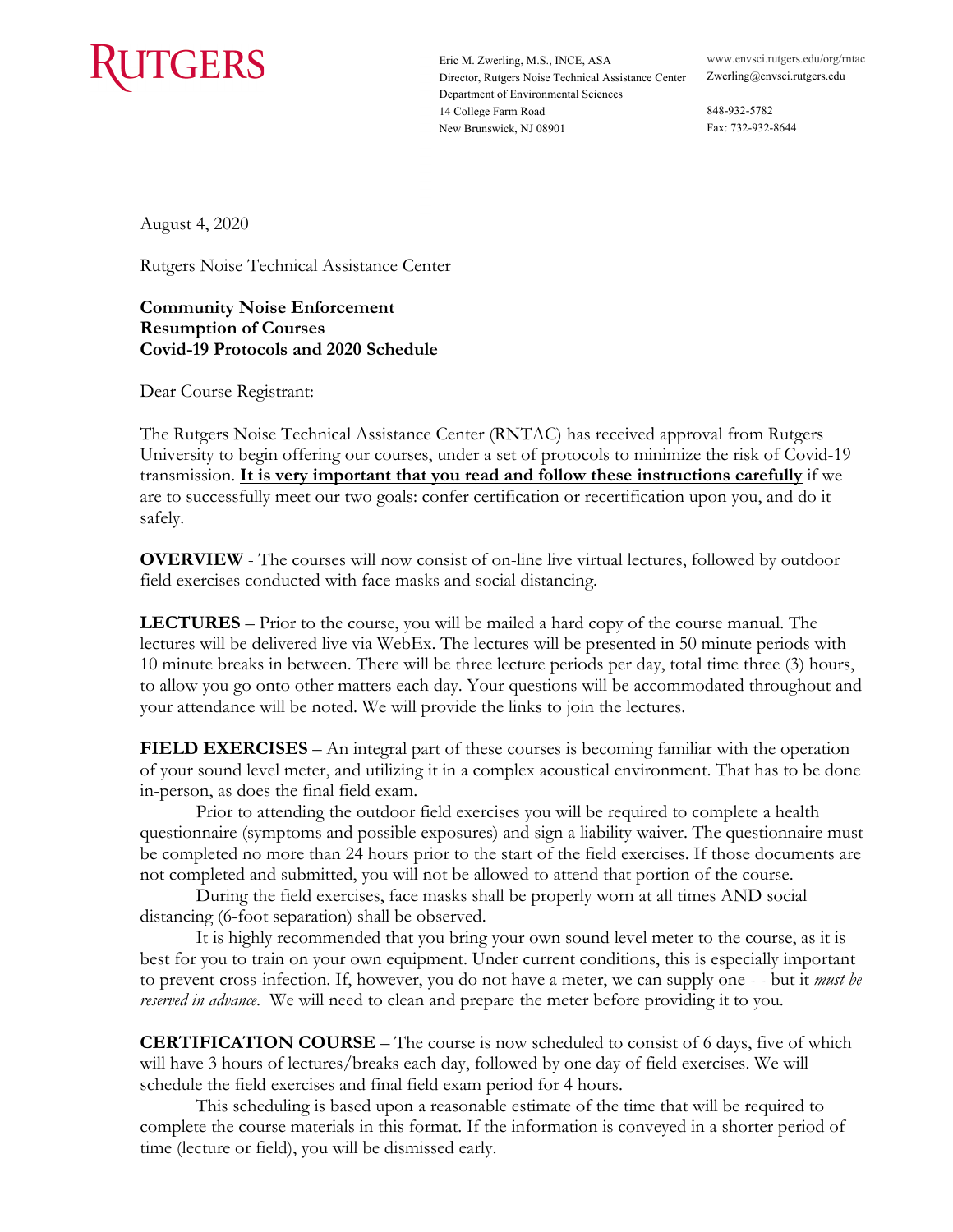RUTGERS

Eric M. Zwerling, M.S., INCE, ASA
Director, Rutgers Noise Technical Assistance Center
Department of Environmental Sciences
14 College Farm Road
New Brunswick, NJ 08901

www.envsci.rutgers.edu/org/rntac
Zwerling@envsci.rutgers.edu

848-932-5782
Fax: 732-932-8644

August 4, 2020

Rutgers Noise Technical Assistance Center

**Community Noise Enforcement**
**Resumption of Courses**
**Covid-19 Protocols and 2020 Schedule**

Dear Course Registrant:

The Rutgers Noise Technical Assistance Center (RNTAC) has received approval from Rutgers University to begin offering our courses, under a set of protocols to minimize the risk of Covid-19 transmission. **<u>It is very important that you read and follow these instructions carefully</u>** if we are to successfully meet our two goals: confer certification or recertification upon you, and do it safely.

**OVERVIEW** - The courses will now consist of on-line live virtual lectures, followed by outdoor field exercises conducted with face masks and social distancing.

**LECTURES** – Prior to the course, you will be mailed a hard copy of the course manual. The lectures will be delivered live via WebEx. The lectures will be presented in 50 minute periods with 10 minute breaks in between. There will be three lecture periods per day, total time three (3) hours, to allow you go onto other matters each day. Your questions will be accommodated throughout and your attendance will be noted. We will provide the links to join the lectures.

**FIELD EXERCISES** – An integral part of these courses is becoming familiar with the operation of your sound level meter, and utilizing it in a complex acoustical environment. That has to be done in-person, as does the final field exam.

Prior to attending the outdoor field exercises you will be required to complete a health questionnaire (symptoms and possible exposures) and sign a liability waiver. The questionnaire must be completed no more than 24 hours prior to the start of the field exercises. If those documents are not completed and submitted, you will not be allowed to attend that portion of the course.

During the field exercises, face masks shall be properly worn at all times AND social distancing (6-foot separation) shall be observed.

It is highly recommended that you bring your own sound level meter to the course, as it is best for you to train on your own equipment. Under current conditions, this is especially important to prevent cross-infection. If, however, you do not have a meter, we can supply one - - but it *must be reserved in advance*. We will need to clean and prepare the meter before providing it to you.

**CERTIFICATION COURSE** – The course is now scheduled to consist of 6 days, five of which will have 3 hours of lectures/breaks each day, followed by one day of field exercises. We will schedule the field exercises and final field exam period for 4 hours.

This scheduling is based upon a reasonable estimate of the time that will be required to complete the course materials in this format. If the information is conveyed in a shorter period of time (lecture or field), you will be dismissed early.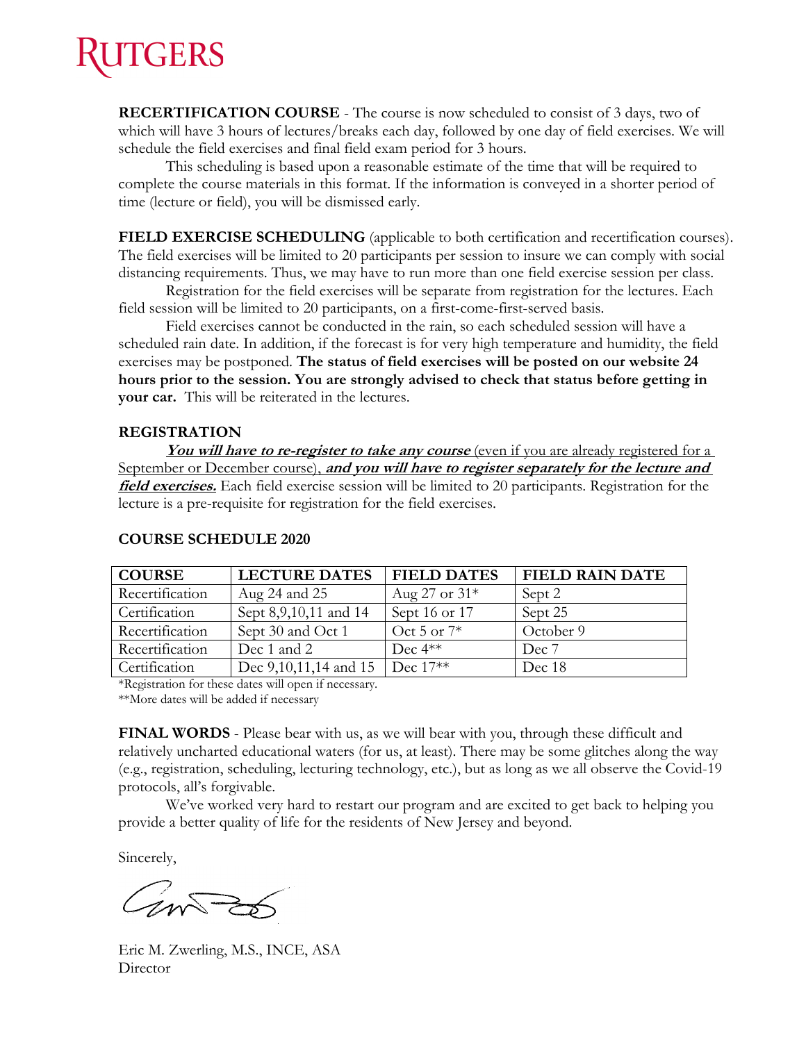**RUTGERS**

**RECERTIFICATION COURSE** - The course is now scheduled to consist of 3 days, two of which will have 3 hours of lectures/breaks each day, followed by one day of field exercises. We will schedule the field exercises and final field exam period for 3 hours.

This scheduling is based upon a reasonable estimate of the time that will be required to complete the course materials in this format. If the information is conveyed in a shorter period of time (lecture or field), you will be dismissed early.

**FIELD EXERCISE SCHEDULING** (applicable to both certification and recertification courses). The field exercises will be limited to 20 participants per session to insure we can comply with social distancing requirements. Thus, we may have to run more than one field exercise session per class.

Registration for the field exercises will be separate from registration for the lectures. Each field session will be limited to 20 participants, on a first-come-first-served basis.

Field exercises cannot be conducted in the rain, so each scheduled session will have a scheduled rain date. In addition, if the forecast is for very high temperature and humidity, the field exercises may be postponed. **The status of field exercises will be posted on our website 24 hours prior to the session. You are strongly advised to check that status before getting in your car.** This will be reiterated in the lectures.

**REGISTRATION**

***You will have to re-register to take any course*** (even if you are already registered for a September or December course), ***and you will have to register separately for the lecture and field exercises.*** Each field exercise session will be limited to 20 participants. Registration for the lecture is a pre-requisite for registration for the field exercises.

**COURSE SCHEDULE 2020**

| COURSE | LECTURE DATES | FIELD DATES | FIELD RAIN DATE |
|---|---|---|---|
| Recertification | Aug 24 and 25 | Aug 27 or 31* | Sept 2 |
| Certification | Sept 8,9,10,11 and 14 | Sept 16 or 17 | Sept 25 |
| Recertification | Sept 30 and Oct 1 | Oct 5 or 7* | October 9 |
| Recertification | Dec 1 and 2 | Dec 4** | Dec 7 |
| Certification | Dec 9,10,11,14 and 15 | Dec 17** | Dec 18 |

*Registration for these dates will open if necessary.

**More dates will be added if necessary

**FINAL WORDS** - Please bear with us, as we will bear with you, through these difficult and relatively uncharted educational waters (for us, at least). There may be some glitches along the way (e.g., registration, scheduling, lecturing technology, etc.), but as long as we all observe the Covid-19 protocols, all's forgivable.

We've worked very hard to restart our program and are excited to get back to helping you provide a better quality of life for the residents of New Jersey and beyond.

Sincerely,

Eric M. Zwerling, M.S., INCE, ASA
Director